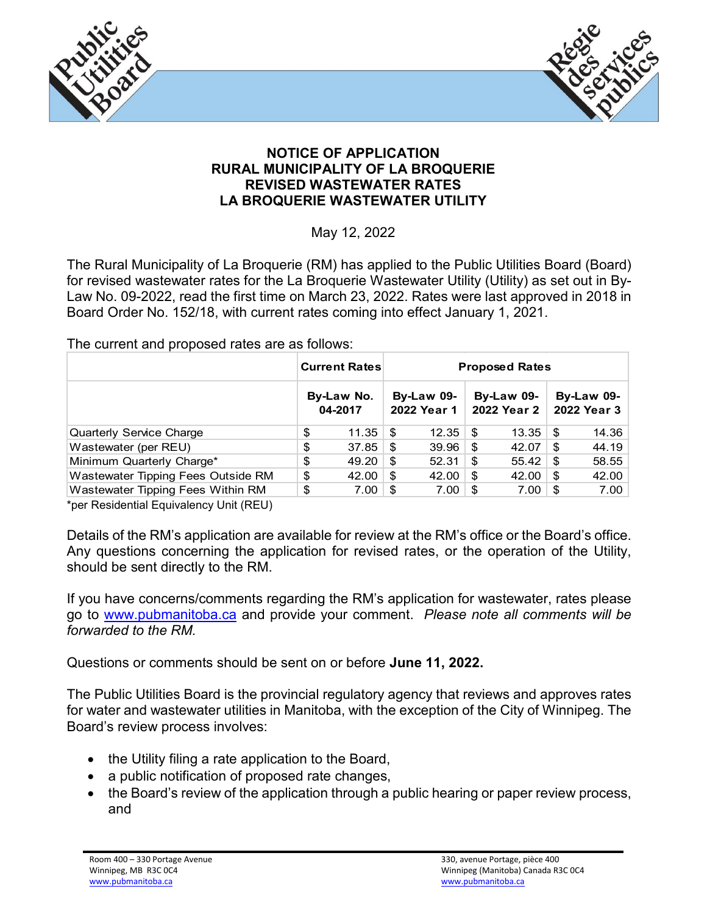# NOTICE OF APPLICATION
# RURAL MUNICIPALITY OF LA BROQUERIE
# REVISED WASTEWATER RATES
# LA BROQUERIE WASTEWATER UTILITY

May 12, 2022

The Rural Municipality of La Broquerie (RM) has applied to the Public Utilities Board (Board) for revised wastewater rates for the La Broquerie Wastewater Utility (Utility) as set out in By-Law No. 09-2022, read the first time on March 23, 2022. Rates were last approved in 2018 in Board Order No. 152/18, with current rates coming into effect January 1, 2021.

The current and proposed rates are as follows:

| | **Current Rates** | **Proposed Rates** | | |
|---|---|---|---|---|
| | **By-Law No. 04-2017** | **By-Law 09-2022 Year 1** | **By-Law 09-2022 Year 2** | **By-Law 09-2022 Year 3** |
| Quarterly Service Charge | $ 11.35 | $ 12.35 | $ 13.35 | $ 14.36 |
| Wastewater (per REU) | $ 37.85 | $ 39.96 | $ 42.07 | $ 44.19 |
| Minimum Quarterly Charge* | $ 49.20 | $ 52.31 | $ 55.42 | $ 58.55 |
| Wastewater Tipping Fees Outside RM | $ 42.00 | $ 42.00 | $ 42.00 | $ 42.00 |
| Wastewater Tipping Fees Within RM | $ 7.00 | $ 7.00 | $ 7.00 | $ 7.00 |

*per Residential Equivalency Unit (REU)

Details of the RM's application are available for review at the RM's office or the Board's office. Any questions concerning the application for revised rates, or the operation of the Utility, should be sent directly to the RM.

If you have concerns/comments regarding the RM's application for wastewater, rates please go to www.pubmanitoba.ca and provide your comment. *Please note all comments will be forwarded to the RM.*

Questions or comments should be sent on or before **June 11, 2022.**

The Public Utilities Board is the provincial regulatory agency that reviews and approves rates for water and wastewater utilities in Manitoba, with the exception of the City of Winnipeg. The Board's review process involves:

- the Utility filing a rate application to the Board,
- a public notification of proposed rate changes,
- the Board's review of the application through a public hearing or paper review process, and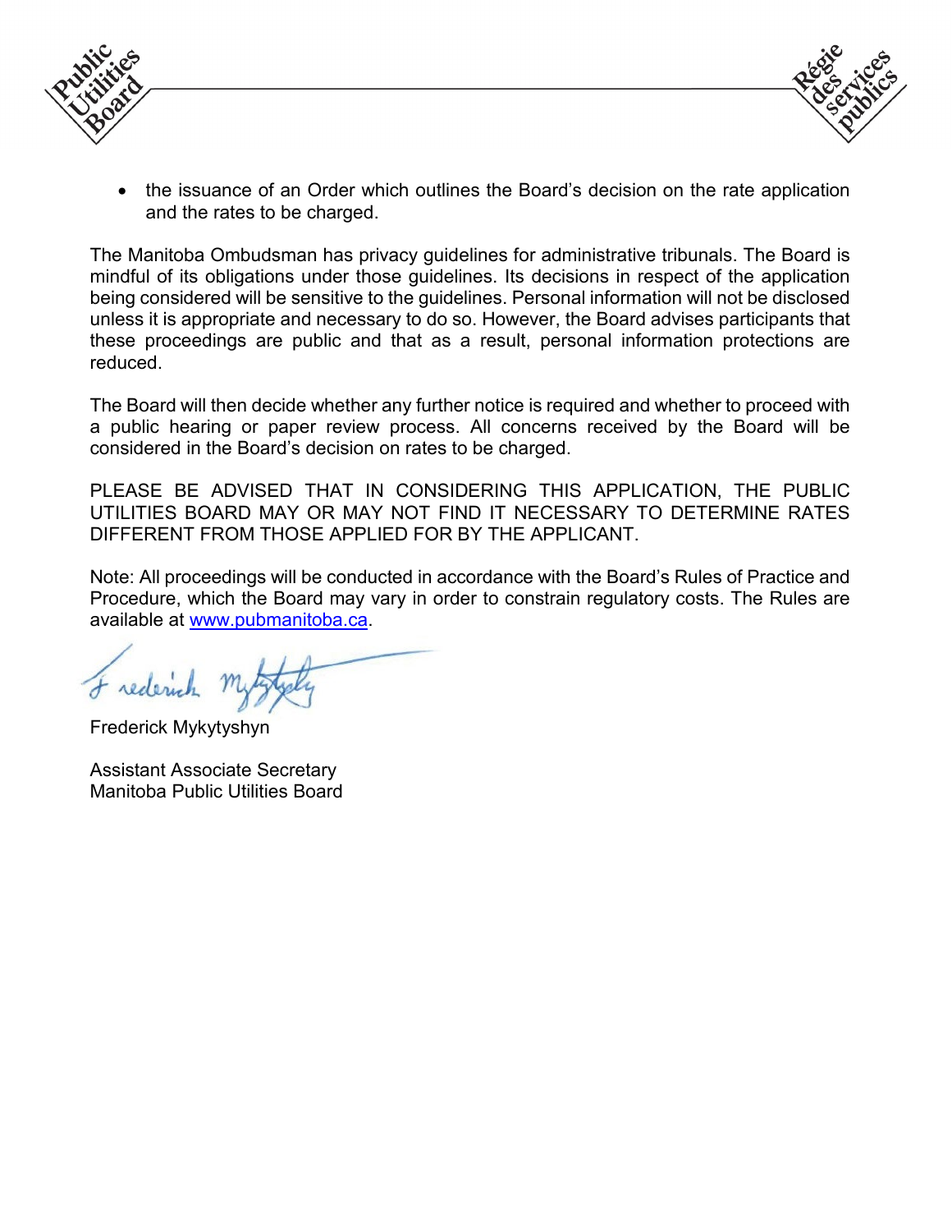- the issuance of an Order which outlines the Board's decision on the rate application and the rates to be charged.

The Manitoba Ombudsman has privacy guidelines for administrative tribunals. The Board is mindful of its obligations under those guidelines. Its decisions in respect of the application being considered will be sensitive to the guidelines. Personal information will not be disclosed unless it is appropriate and necessary to do so. However, the Board advises participants that these proceedings are public and that as a result, personal information protections are reduced.

The Board will then decide whether any further notice is required and whether to proceed with a public hearing or paper review process. All concerns received by the Board will be considered in the Board's decision on rates to be charged.

PLEASE BE ADVISED THAT IN CONSIDERING THIS APPLICATION, THE PUBLIC UTILITIES BOARD MAY OR MAY NOT FIND IT NECESSARY TO DETERMINE RATES DIFFERENT FROM THOSE APPLIED FOR BY THE APPLICANT.

Note: All proceedings will be conducted in accordance with the Board's Rules of Practice and Procedure, which the Board may vary in order to constrain regulatory costs. The Rules are available at www.pubmanitoba.ca.

Frederick Mykytyshyn

Assistant Associate Secretary
Manitoba Public Utilities Board